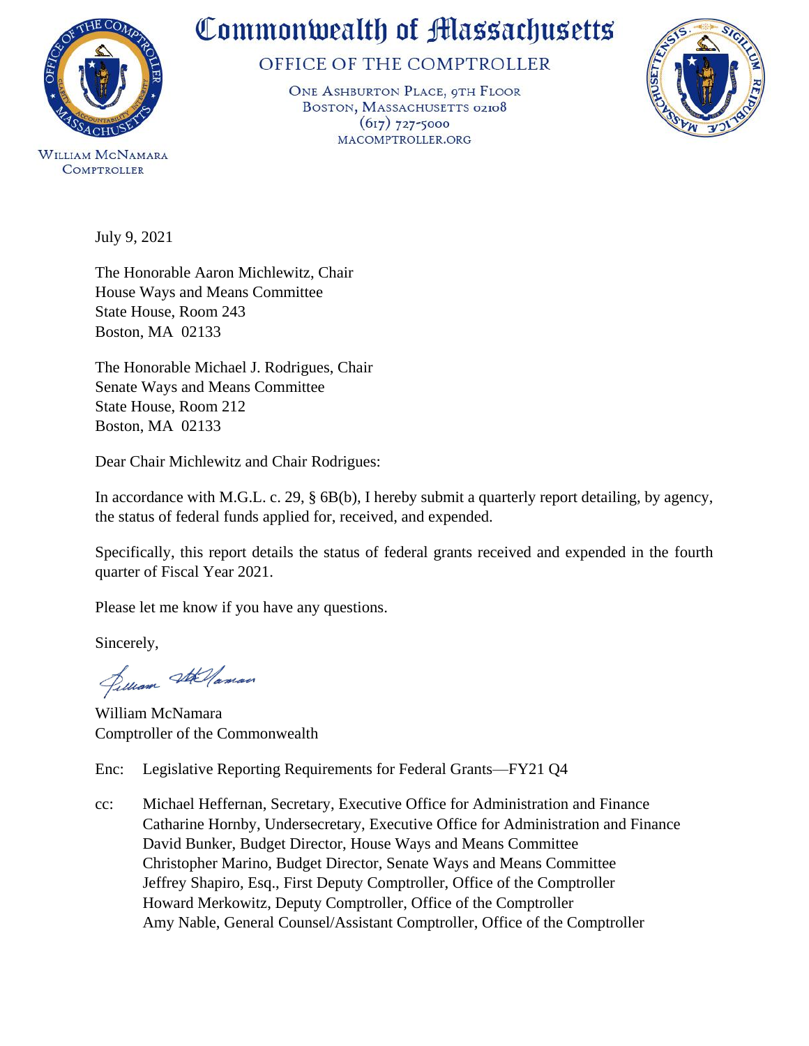# Commonwealth of Massachusetts

## OFFICE OF THE COMPTROLLER

ONE ASHBURTON PLACE, 9TH FLOOR
BOSTON, MASSACHUSETTS 02108
(617) 727-5000
MACOMPTROLLER.ORG

WILLIAM MCNAMARA
COMPTROLLER

July 9, 2021

The Honorable Aaron Michlewitz, Chair
House Ways and Means Committee
State House, Room 243
Boston, MA 02133

The Honorable Michael J. Rodrigues, Chair
Senate Ways and Means Committee
State House, Room 212
Boston, MA 02133

Dear Chair Michlewitz and Chair Rodrigues:

In accordance with M.G.L. c. 29, § 6B(b), I hereby submit a quarterly report detailing, by agency, the status of federal funds applied for, received, and expended.

Specifically, this report details the status of federal grants received and expended in the fourth quarter of Fiscal Year 2021.

Please let me know if you have any questions.

Sincerely,

William McNamara
Comptroller of the Commonwealth

Enc: Legislative Reporting Requirements for Federal Grants—FY21 Q4

cc: Michael Heffernan, Secretary, Executive Office for Administration and Finance
Catharine Hornby, Undersecretary, Executive Office for Administration and Finance
David Bunker, Budget Director, House Ways and Means Committee
Christopher Marino, Budget Director, Senate Ways and Means Committee
Jeffrey Shapiro, Esq., First Deputy Comptroller, Office of the Comptroller
Howard Merkowitz, Deputy Comptroller, Office of the Comptroller
Amy Nable, General Counsel/Assistant Comptroller, Office of the Comptroller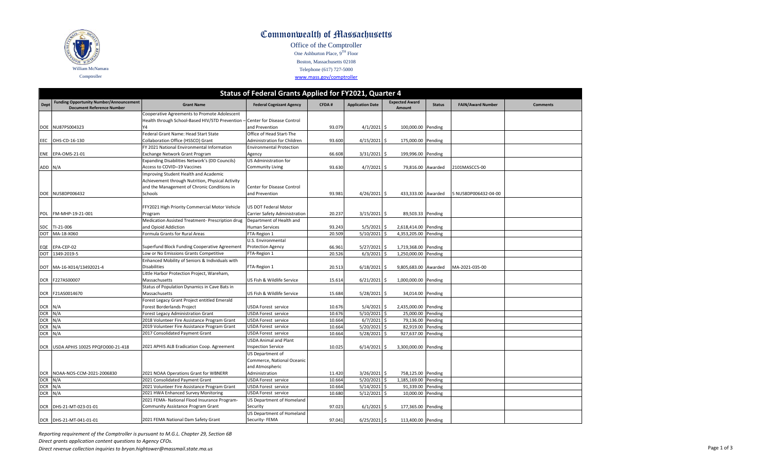# Commonwealth of Massachusetts

Office of the Comptroller
One Ashburton Place, 9TH Floor
Boston, Massachusetts 02108
Telephone (617) 727-5000
www.mass.gov/comptroller

William McNamara
Comptroller

## Status of Federal Grants Applied for FY2021, Quarter 4

| Dept | Funding Opportunity Number/Announcement Document Reference Number | Grant Name | Federal Cognizant Agency | CFDA # | Application Date | Expected Award Amount | Status | FAIN/Award Number | Comments |
|---|---|---|---|---|---|---|---|---|---|
| DOE | NU87PS004323 | Cooperative Agreements to Promote Adolescent Health through School-Based HIV/STD Prevention – Y4 | Center for Disease Control and Prevention | 93.079 | 4/1/2021 | $ 100,000.00 | Pending | | |
| EEC | OHS-CD-16-130 | Federal Grant Name: Head Start State Collaboration Office (HSSCO) Grant | Office of Head Start-The Administration for Children | 93.600 | 4/15/2021 | $ 175,000.00 | Pending | | |
| ENE | EPA-OMS-21-01 | FY 2021 National Environmental Information Exchange Network Grant Program | Environmental Protection Agency | 66.608 | 3/31/2021 | $ 199,996.00 | Pending | | |
| ADD | N/A | Expanding Disabilities Network's (DD Councils) Access to COVID–19 Vaccines | US Administration for Community Living | 93.630 | 4/7/2021 | $ 79,816.00 | Awarded | 2101MASCC5-00 | |
| DOE | NU58DP006432 | Improving Student Health and Academic Achievement through Nutrition, Physical Activity and the Management of Chronic Conditions in Schools | Center for Disease Control and Prevention | 93.981 | 4/26/2021 | $ 433,333.00 | Awarded | 5 NU58DP006432-04-00 | |
| POL | FM-MHP-19-21-001 | FFY2021 High Priority Commercial Motor Vehicle Program | US DOT Federal Motor Carrier Safety Administration | 20.237 | 3/15/2021 | $ 89,503.33 | Pending | | |
| SDC | TI-21-006 | Medication Assisted Treatment- Prescription drug and Opioid Addiction | Department of Health and Human Services | 93.243 | 5/5/2021 | $ 2,618,414.00 | Pending | | |
| DOT | MA-18-X060 | Formula Grants for Rural Areas | FTA-Region 1 | 20.509 | 5/10/2021 | $ 4,353,205.00 | Pending | | |
| EQE | EPA-CEP-02 | Superfund Block Funding Cooperative Agreement | U.S. Environmental Protection Agency | 66.961 | 5/27/2021 | $ 1,719,368.00 | Pending | | |
| DOT | 1349-2019-5 | Low or No Emissions Grants Competitive | FTA-Region 1 | 20.526 | 6/3/2021 | $ 1,250,000.00 | Pending | | |
| DOT | MA-16-X014/13492021-4 | Enhanced Mobility of Seniors & Individuals with Disabilities | FTA-Region 1 | 20.513 | 6/18/2021 | $ 9,805,683.00 | Awarded | MA-2021-035-00 | |
| DCR | F227AS00007 | Little Harbor Protection Project, Wareham, Massachusetts | US Fish & Wildlife Service | 15.614 | 6/21/2021 | $ 1,000,000.00 | Pending | | |
| DCR | F21AS0014670 | Status of Population Dynamics in Cave Bats in Massachusetts | US Fish & Wildlife Service | 15.684 | 5/28/2021 | $ 34,014.00 | Pending | | |
| DCR | N/A | Forest Legacy Grant Project entitled Emerald Forest Borderlands Project | USDA Forest service | 10.676 | 5/4/2021 | $ 2,435,000.00 | Pending | | |
| DCR | N/A | Forest Legacy Administration Grant | USDA Forest service | 10.676 | 5/10/2021 | $ 25,000.00 | Pending | | |
| DCR | N/A | 2018 Volunteer Fire Assistance Program Grant | USDA Forest service | 10.664 | 6/7/2021 | $ 79,136.00 | Pending | | |
| DCR | N/A | 2019 Volunteer Fire Assistance Program Grant | USDA Forest service | 10.664 | 5/20/2021 | $ 82,919.00 | Pending | | |
| DCR | N/A | 2017 Consolidated Payment Grant | USDA Forest service | 10.664 | 5/28/2021 | $ 927,637.00 | Pending | | |
| DCR | USDA APHIS 10025 PPQFO000-21-418 | 2021 APHIS ALB Eradication Coop. Agreement | USDA Animal and Plant Inspection Service | 10.025 | 6/14/2021 | $ 3,300,000.00 | Pending | | |
| DCR | NOAA-NOS-CCM-2021-2006830 | 2021 NOAA Operations Grant for WBNERR | US Department of Commerce, National Oceanic and Atmospheric Administration | 11.420 | 3/26/2021 | $ 758,125.00 | Pending | | |
| DCR | N/A | 2021 Consolidated Payment Grant | USDA Forest service | 10.664 | 5/20/2021 | $ 1,185,169.00 | Pending | | |
| DCR | N/A | 2021 Volunteer Fire Assistance Program Grant | USDA Forest service | 10.664 | 5/14/2021 | $ 91,339.00 | Pending | | |
| DCR | N/A | 2021 HWA Enhanced Survey Monitoring | USDA Forest service | 10.680 | 5/12/2021 | $ 10,000.00 | Pending | | |
| DCR | DHS-21-MT-023-01-01 | 2021 FEMA- National Flood Insurance Program- Community Assistance Program Grant | US Department of Homeland Security | 97.023 | 6/1/2021 | $ 177,365.00 | Pending | | |
| DCR | DHS-21-MT-041-01-01 | 2021 FEMA National Dam Safety Grant | US Department of Homeland Security- FEMA | 97.041 | 6/25/2021 | $ 113,400.00 | Pending | | |

*Reporting requirement of the Comptroller is pursuant to M.G.L. Chapter 29, Section 6B*
*Direct grants application content questions to Agency CFOs.*
*Direct revenue collection inquiries to bryan.hightower@massmail.state.ma.us*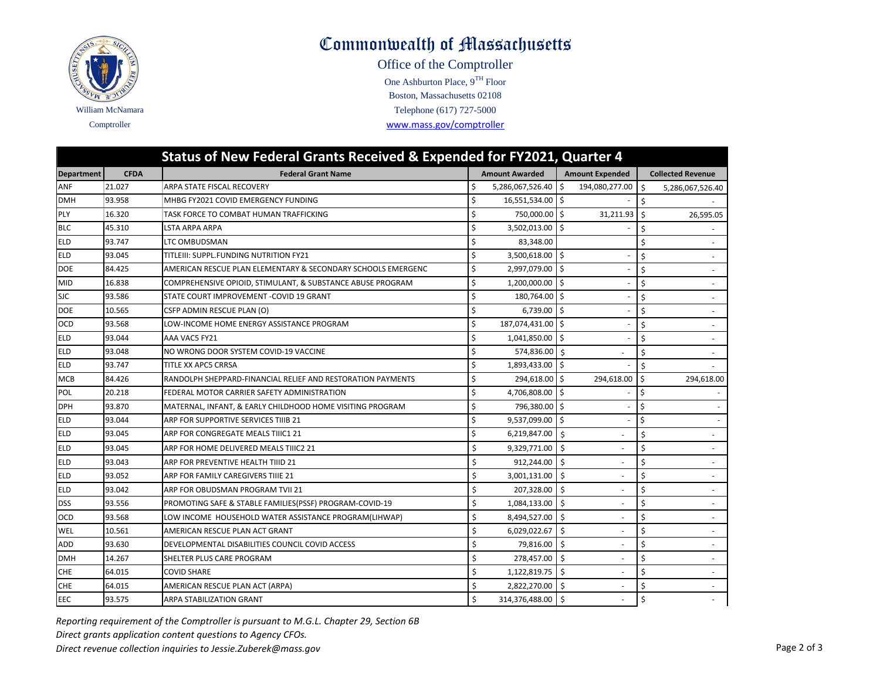# Commonwealth of Massachusetts

Office of the Comptroller

One Ashburton Place, 9TH Floor

Boston, Massachusetts 02108

Telephone (617) 727-5000

www.mass.gov/comptroller

William McNamara

Comptroller

## Status of New Federal Grants Received & Expended for FY2021, Quarter 4

| Department | CFDA | Federal Grant Name | Amount Awarded | Amount Expended | Collected Revenue |
|---|---|---|---|---|---|
| ANF | 21.027 | ARPA STATE FISCAL RECOVERY | $ 5,286,067,526.40 | $ 194,080,277.00 | $ 5,286,067,526.40 |
| DMH | 93.958 | MHBG FY2021 COVID EMERGENCY FUNDING | $ 16,551,534.00 | $ - | $ - |
| PLY | 16.320 | TASK FORCE TO COMBAT HUMAN TRAFFICKING | $ 750,000.00 | $ 31,211.93 | $ 26,595.05 |
| BLC | 45.310 | LSTA ARPA ARPA | $ 3,502,013.00 | $ - | $ - |
| ELD | 93.747 | LTC OMBUDSMAN | $ 83,348.00 | | $ - |
| ELD | 93.045 | TITLEIII: SUPPL.FUNDING NUTRITION FY21 | $ 3,500,618.00 | $ - | $ - |
| DOE | 84.425 | AMERICAN RESCUE PLAN ELEMENTARY & SECONDARY SCHOOLS EMERGENC | $ 2,997,079.00 | $ - | $ - |
| MID | 16.838 | COMPREHENSIVE OPIOID, STIMULANT, & SUBSTANCE ABUSE PROGRAM | $ 1,200,000.00 | $ - | $ - |
| SJC | 93.586 | STATE COURT IMPROVEMENT -COVID 19 GRANT | $ 180,764.00 | $ - | $ - |
| DOE | 10.565 | CSFP ADMIN RESCUE PLAN (O) | $ 6,739.00 | $ - | $ - |
| OCD | 93.568 | LOW-INCOME HOME ENERGY ASSISTANCE PROGRAM | $ 187,074,431.00 | $ - | $ - |
| ELD | 93.044 | AAA VAC5 FY21 | $ 1,041,850.00 | $ - | $ - |
| ELD | 93.048 | NO WRONG DOOR SYSTEM COVID-19 VACCINE | $ 574,836.00 | $ - | $ - |
| ELD | 93.747 | TITLE XX APC5 CRRSA | $ 1,893,433.00 | $ - | $ - |
| MCB | 84.426 | RANDOLPH SHEPPARD-FINANCIAL RELIEF AND RESTORATION PAYMENTS | $ 294,618.00 | $ 294,618.00 | $ 294,618.00 |
| POL | 20.218 | FEDERAL MOTOR CARRIER SAFETY ADMINISTRATION | $ 4,706,808.00 | $ - | $ - |
| DPH | 93.870 | MATERNAL, INFANT, & EARLY CHILDHOOD HOME VISITING PROGRAM | $ 796,380.00 | $ - | $ - |
| ELD | 93.044 | ARP FOR SUPPORTIVE SERVICES TIIIB 21 | $ 9,537,099.00 | $ - | $ - |
| ELD | 93.045 | ARP FOR CONGREGATE MEALS TIIIC1 21 | $ 6,219,847.00 | $ - | $ - |
| ELD | 93.045 | ARP FOR HOME DELIVERED MEALS TIIIC2 21 | $ 9,329,771.00 | $ - | $ - |
| ELD | 93.043 | ARP FOR PREVENTIVE HEALTH TIIID 21 | $ 912,244.00 | $ - | $ - |
| ELD | 93.052 | ARP FOR FAMILY CAREGIVERS TIIIE 21 | $ 3,001,131.00 | $ - | $ - |
| ELD | 93.042 | ARP FOR OBUDSMAN PROGRAM TVII 21 | $ 207,328.00 | $ - | $ - |
| DSS | 93.556 | PROMOTING SAFE & STABLE FAMILIES(PSSF) PROGRAM-COVID-19 | $ 1,084,133.00 | $ - | $ - |
| OCD | 93.568 | LOW INCOME HOUSEHOLD WATER ASSISTANCE PROGRAM(LIHWAP) | $ 8,494,527.00 | $ - | $ - |
| WEL | 10.561 | AMERICAN RESCUE PLAN ACT GRANT | $ 6,029,022.67 | $ - | $ - |
| ADD | 93.630 | DEVELOPMENTAL DISABILITIES COUNCIL COVID ACCESS | $ 79,816.00 | $ - | $ - |
| DMH | 14.267 | SHELTER PLUS CARE PROGRAM | $ 278,457.00 | $ - | $ - |
| CHE | 64.015 | COVID SHARE | $ 1,122,819.75 | $ - | $ - |
| CHE | 64.015 | AMERICAN RESCUE PLAN ACT (ARPA) | $ 2,822,270.00 | $ - | $ - |
| EEC | 93.575 | ARPA STABILIZATION GRANT | $ 314,376,488.00 | $ - | $ - |

*Reporting requirement of the Comptroller is pursuant to M.G.L. Chapter 29, Section 6B*

*Direct grants application content questions to Agency CFOs.*

*Direct revenue collection inquiries to Jessie.Zuberek@mass.gov*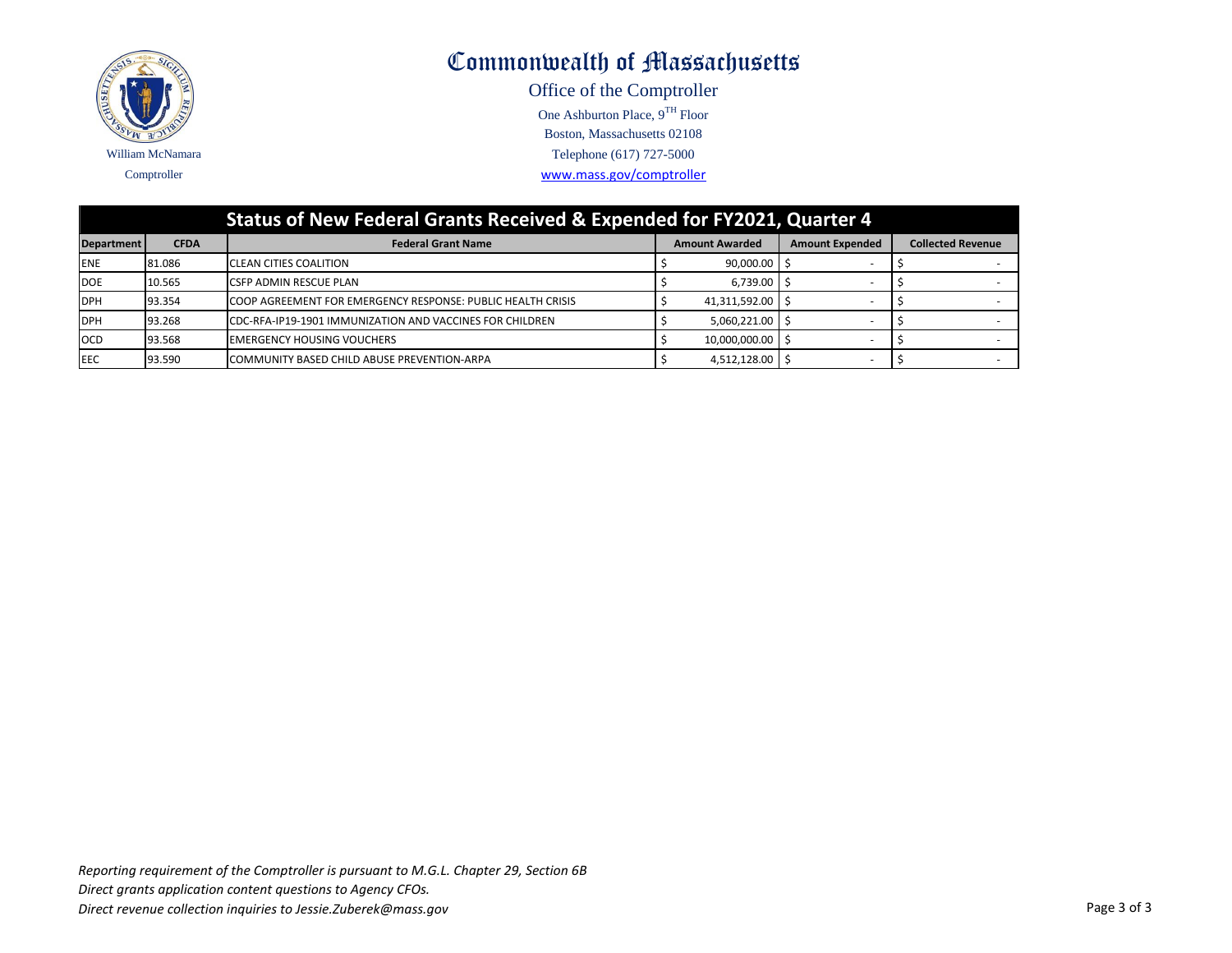# Commonwealth of Massachusetts

Office of the Comptroller

One Ashburton Place, 9TH Floor

Boston, Massachusetts 02108

Telephone (617) 727-5000

www.mass.gov/comptroller

William McNamara

Comptroller

## Status of New Federal Grants Received & Expended for FY2021, Quarter 4

| Department | CFDA | Federal Grant Name | Amount Awarded | Amount Expended | Collected Revenue |
|---|---|---|---|---|---|
| ENE | 81.086 | CLEAN CITIES COALITION | $ 90,000.00 | $ - | $ - |
| DOE | 10.565 | CSFP ADMIN RESCUE PLAN | $ 6,739.00 | $ - | $ - |
| DPH | 93.354 | COOP AGREEMENT FOR EMERGENCY RESPONSE: PUBLIC HEALTH CRISIS | $ 41,311,592.00 | $ - | $ - |
| DPH | 93.268 | CDC-RFA-IP19-1901 IMMUNIZATION AND VACCINES FOR CHILDREN | $ 5,060,221.00 | $ - | $ - |
| OCD | 93.568 | EMERGENCY HOUSING VOUCHERS | $ 10,000,000.00 | $ - | $ - |
| EEC | 93.590 | COMMUNITY BASED CHILD ABUSE PREVENTION-ARPA | $ 4,512,128.00 | $ - | $ - |

*Reporting requirement of the Comptroller is pursuant to M.G.L. Chapter 29, Section 6B*

*Direct grants application content questions to Agency CFOs.*

*Direct revenue collection inquiries to Jessie.Zuberek@mass.gov*